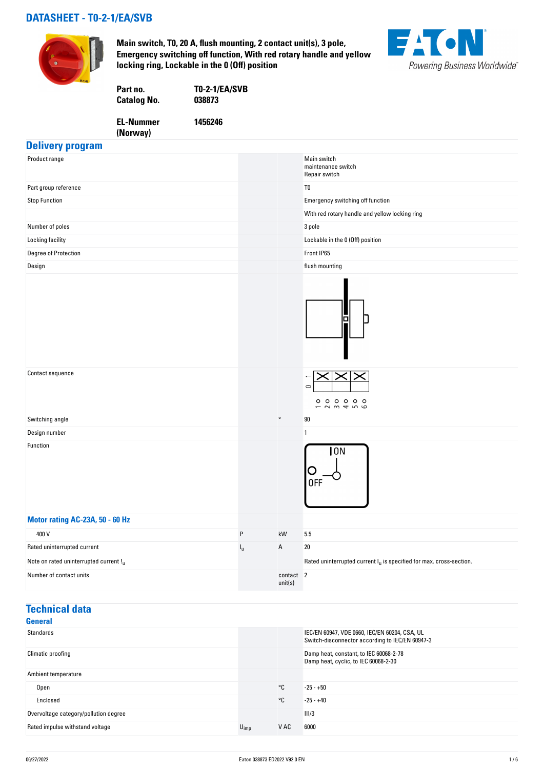# DATASHEET - T0-2-1/EA/SVB

**Main switch, T0, 20 A, flush mounting, 2 contact unit(s), 3 pole, Emergency switching off function, With red rotary handle and yellow locking ring, Lockable in the 0 (Off) position**

| | |
|---|---|
| **Part no.** | **T0-2-1/EA/SVB** |
| **Catalog No.** | **038873** |
| **EL-Nummer (Norway)** | **1456246** |

## Delivery program

| | | | |
|---|---|---|---|
| Product range | | | Main switch<br>maintenance switch<br>Repair switch |
| Part group reference | | | T0 |
| Stop Function | | | Emergency switching off function |
| | | | With red rotary handle and yellow locking ring |
| Number of poles | | | 3 pole |
| Locking facility | | | Lockable in the 0 (Off) position |
| Degree of Protection | | | Front IP65 |
| Design | | | flush mounting |
| Contact sequence | | | |
| Switching angle | | ° | 90 |
| Design number | | | 1 |
| Function | | | ON / OFF |

### Motor rating AC-23A, 50 - 60 Hz

| | | | |
|---|---|---|---|
| 400 V | P | kW | 5.5 |
| Rated uninterrupted current | $I_u$ | A | 20 |
| Note on rated uninterrupted current $I_u$ | | | Rated uninterrupted current $I_u$ is specified for max. cross-section. |
| Number of contact units | | contact unit(s) | 2 |

## Technical data

### General

| | | | |
|---|---|---|---|
| Standards | | | IEC/EN 60947, VDE 0660, IEC/EN 60204, CSA, UL<br>Switch-disconnector according to IEC/EN 60947-3 |
| Climatic proofing | | | Damp heat, constant, to IEC 60068-2-78<br>Damp heat, cyclic, to IEC 60068-2-30 |
| Ambient temperature | | | |
| Open | | °C | -25 - +50 |
| Enclosed | | °C | -25 - +40 |
| Overvoltage category/pollution degree | | | III/3 |
| Rated impulse withstand voltage | $U_{imp}$ | V AC | 6000 |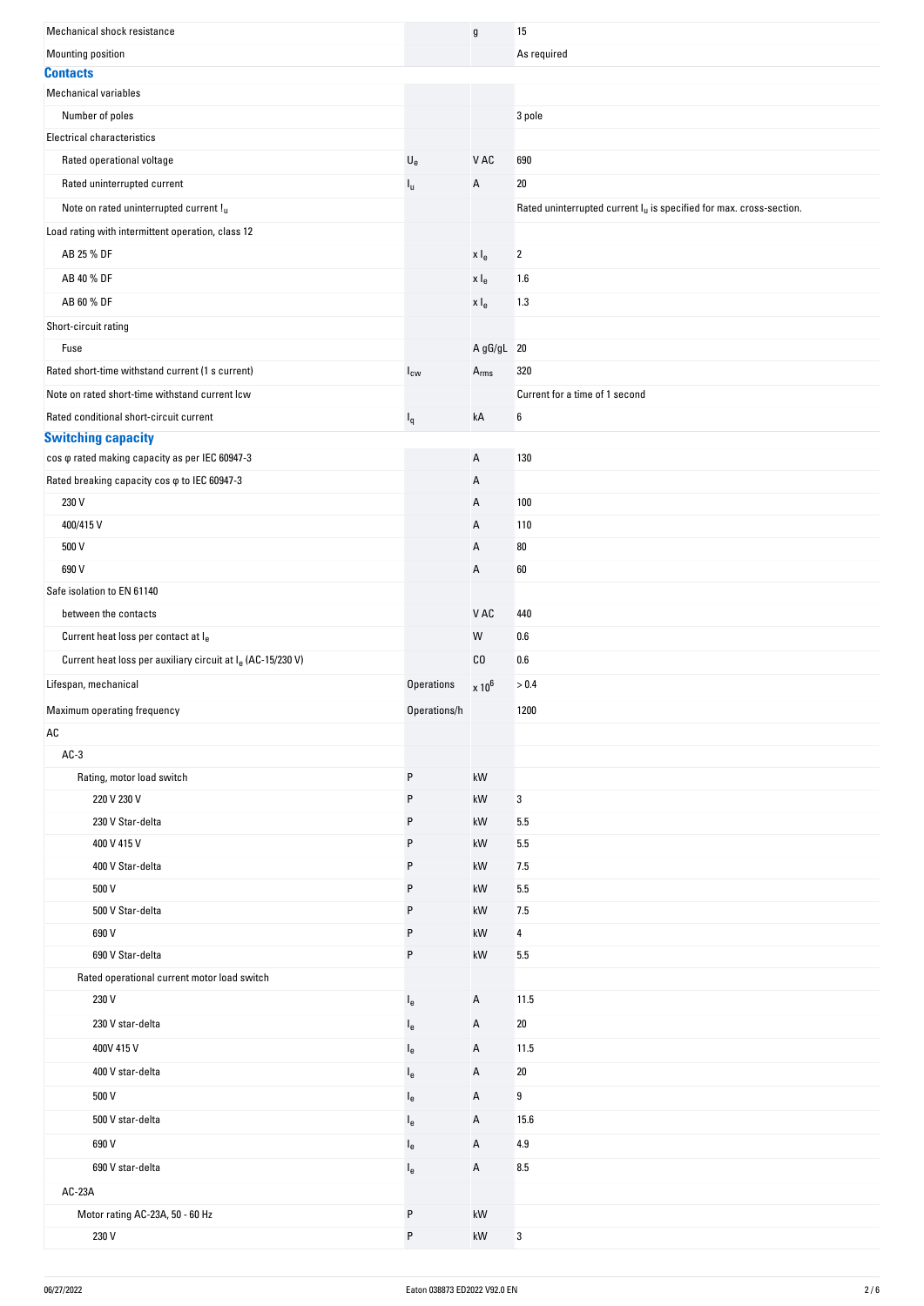| | | | |
|---|---|---|---|
| Mechanical shock resistance | | g | 15 |
| Mounting position | | | As required |

## Contacts

| | | | |
|---|---|---|---|
| Mechanical variables | | | |
| Number of poles | | | 3 pole |
| Electrical characteristics | | | |
| Rated operational voltage | $U_e$ | V AC | 690 |
| Rated uninterrupted current | $I_u$ | A | 20 |
| Note on rated uninterrupted current $I_u$ | | | Rated uninterrupted current $I_u$ is specified for max. cross-section. |
| Load rating with intermittent operation, class 12 | | | |
| AB 25 % DF | | x $I_e$ | 2 |
| AB 40 % DF | | x $I_e$ | 1.6 |
| AB 60 % DF | | x $I_e$ | 1.3 |
| Short-circuit rating | | | |
| Fuse | | A gG/gL | 20 |
| Rated short-time withstand current (1 s current) | $I_{cw}$ | $A_{rms}$ | 320 |
| Note on rated short-time withstand current Icw | | | Current for a time of 1 second |
| Rated conditional short-circuit current | $I_q$ | kA | 6 |

## Switching capacity

| | | | |
|---|---|---|---|
| cos φ rated making capacity as per IEC 60947-3 | | A | 130 |
| Rated breaking capacity cos φ to IEC 60947-3 | | A | |
| 230 V | | A | 100 |
| 400/415 V | | A | 110 |
| 500 V | | A | 80 |
| 690 V | | A | 60 |
| Safe isolation to EN 61140 | | | |
| between the contacts | | V AC | 440 |
| Current heat loss per contact at $I_e$ | | W | 0.6 |
| Current heat loss per auxiliary circuit at $I_e$ (AC-15/230 V) | | CO | 0.6 |
| Lifespan, mechanical | Operations | x $10^6$ | > 0.4 |
| Maximum operating frequency | Operations/h | | 1200 |
| AC | | | |
| AC-3 | | | |
| Rating, motor load switch | P | kW | |
| 220 V 230 V | P | kW | 3 |
| 230 V Star-delta | P | kW | 5.5 |
| 400 V 415 V | P | kW | 5.5 |
| 400 V Star-delta | P | kW | 7.5 |
| 500 V | P | kW | 5.5 |
| 500 V Star-delta | P | kW | 7.5 |
| 690 V | P | kW | 4 |
| 690 V Star-delta | P | kW | 5.5 |
| Rated operational current motor load switch | | | |
| 230 V | $I_e$ | A | 11.5 |
| 230 V star-delta | $I_e$ | A | 20 |
| 400V 415 V | $I_e$ | A | 11.5 |
| 400 V star-delta | $I_e$ | A | 20 |
| 500 V | $I_e$ | A | 9 |
| 500 V star-delta | $I_e$ | A | 15.6 |
| 690 V | $I_e$ | A | 4.9 |
| 690 V star-delta | $I_e$ | A | 8.5 |
| AC-23A | | | |
| Motor rating AC-23A, 50 - 60 Hz | P | kW | |
| 230 V | P | kW | 3 |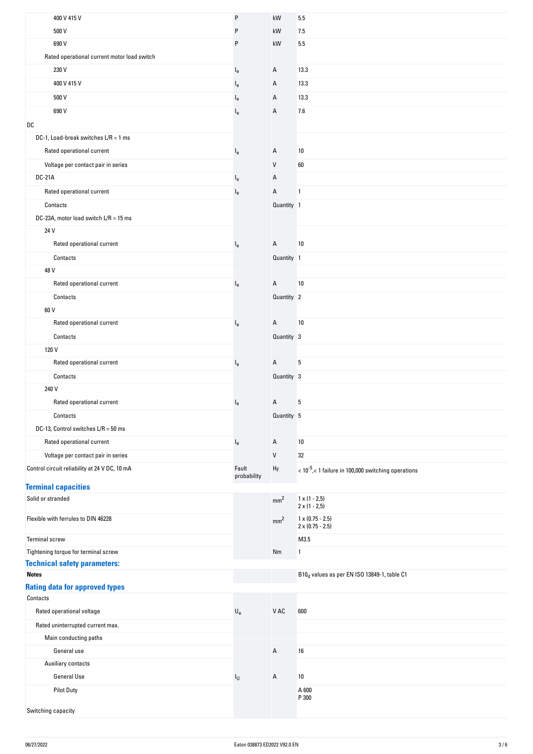| | | | |
|---|---|---|---|
| 400 V 415 V | P | kW | 5.5 |
| 500 V | P | kW | 7.5 |
| 690 V | P | kW | 5.5 |
| Rated operational current motor load switch | | | |
| 230 V | $I_e$ | A | 13.3 |
| 400 V 415 V | $I_e$ | A | 13.3 |
| 500 V | $I_e$ | A | 13.3 |
| 690 V | $I_e$ | A | 7.6 |
| DC | | | |
| DC-1, Load-break switches L/R = 1 ms | | | |
| Rated operational current | $I_e$ | A | 10 |
| Voltage per contact pair in series | | V | 60 |
| DC-21A | $I_e$ | A | |
| Rated operational current | $I_e$ | A | 1 |
| Contacts | | Quantity | 1 |
| DC-23A, motor load switch L/R = 15 ms | | | |
| 24 V | | | |
| Rated operational current | $I_e$ | A | 10 |
| Contacts | | Quantity | 1 |
| 48 V | | | |
| Rated operational current | $I_e$ | A | 10 |
| Contacts | | Quantity | 2 |
| 60 V | | | |
| Rated operational current | $I_e$ | A | 10 |
| Contacts | | Quantity | 3 |
| 120 V | | | |
| Rated operational current | $I_e$ | A | 5 |
| Contacts | | Quantity | 3 |
| 240 V | | | |
| Rated operational current | $I_e$ | A | 5 |
| Contacts | | Quantity | 5 |
| DC-13, Control switches L/R = 50 ms | | | |
| Rated operational current | $I_e$ | A | 10 |
| Voltage per contact pair in series | | V | 32 |
| Control circuit reliability at 24 V DC, 10 mA | Fault probability | $H_F$ | $< 10^{-5}$, < 1 failure in 100,000 switching operations |

## Terminal capacities

| | | | |
|---|---|---|---|
| Solid or stranded | | $mm^2$ | 1 x (1 - 2,5)<br>2 x (1 - 2,5) |
| Flexible with ferrules to DIN 46228 | | $mm^2$ | 1 x (0.75 - 2.5)<br>2 x (0.75 - 2.5) |
| Terminal screw | | | M3.5 |
| Tightening torque for terminal screw | | Nm | 1 |

## Technical safety parameters:

| | | | |
|---|---|---|---|
| **Notes** | | | $B10_d$ values as per EN ISO 13849-1, table C1 |

## Rating data for approved types

| | | | |
|---|---|---|---|
| Contacts | | | |
| Rated operational voltage | $U_e$ | V AC | 600 |
| Rated uninterrupted current max. | | | |
| Main conducting paths | | | |
| General use | | A | 16 |
| Auxiliary contacts | | | |
| General Use | $I_U$ | A | 10 |
| Pilot Duty | | | A 600<br>P 300 |
| Switching capacity | | | |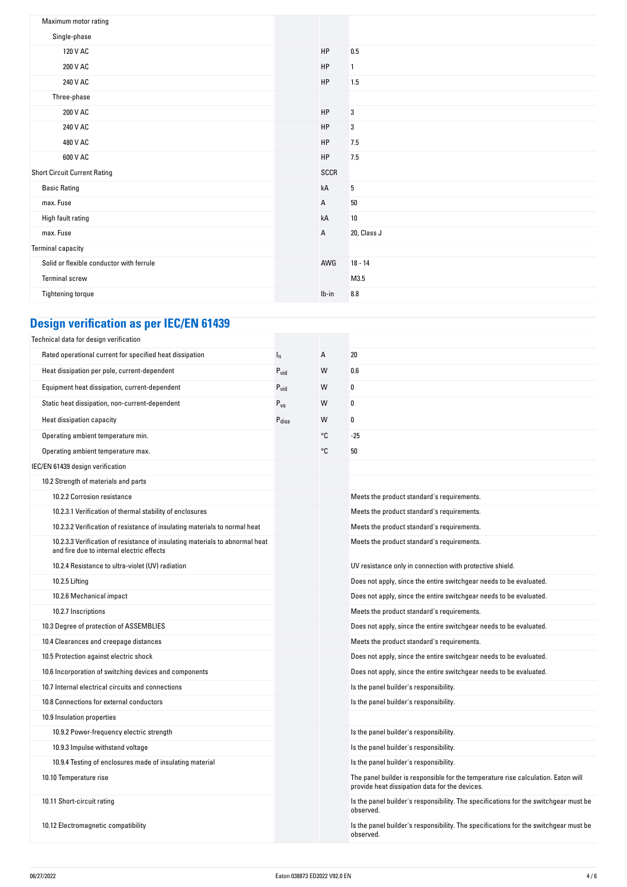| | | | |
|---|---|---|---|
| Maximum motor rating | | | |
| Single-phase | | | |
| 120 V AC | | HP | 0.5 |
| 200 V AC | | HP | 1 |
| 240 V AC | | HP | 1.5 |
| Three-phase | | | |
| 200 V AC | | HP | 3 |
| 240 V AC | | HP | 3 |
| 480 V AC | | HP | 7.5 |
| 600 V AC | | HP | 7.5 |
| Short Circuit Current Rating | | SCCR | |
| Basic Rating | | kA | 5 |
| max. Fuse | | A | 50 |
| High fault rating | | kA | 10 |
| max. Fuse | | A | 20, Class J |
| Terminal capacity | | | |
| Solid or flexible conductor with ferrule | | AWG | 18 - 14 |
| Terminal screw | | | M3.5 |
| Tightening torque | | lb-in | 8.8 |

## Design verification as per IEC/EN 61439

| | | | |
|---|---|---|---|
| Technical data for design verification | | | |
| Rated operational current for specified heat dissipation | $I_n$ | A | 20 |
| Heat dissipation per pole, current-dependent | $P_{vid}$ | W | 0.6 |
| Equipment heat dissipation, current-dependent | $P_{vid}$ | W | 0 |
| Static heat dissipation, non-current-dependent | $P_{vs}$ | W | 0 |
| Heat dissipation capacity | $P_{diss}$ | W | 0 |
| Operating ambient temperature min. | | °C | -25 |
| Operating ambient temperature max. | | °C | 50 |
| IEC/EN 61439 design verification | | | |
| 10.2 Strength of materials and parts | | | |
| 10.2.2 Corrosion resistance | | | Meets the product standard's requirements. |
| 10.2.3.1 Verification of thermal stability of enclosures | | | Meets the product standard's requirements. |
| 10.2.3.2 Verification of resistance of insulating materials to normal heat | | | Meets the product standard's requirements. |
| 10.2.3.3 Verification of resistance of insulating materials to abnormal heat and fire due to internal electric effects | | | Meets the product standard's requirements. |
| 10.2.4 Resistance to ultra-violet (UV) radiation | | | UV resistance only in connection with protective shield. |
| 10.2.5 Lifting | | | Does not apply, since the entire switchgear needs to be evaluated. |
| 10.2.6 Mechanical impact | | | Does not apply, since the entire switchgear needs to be evaluated. |
| 10.2.7 Inscriptions | | | Meets the product standard's requirements. |
| 10.3 Degree of protection of ASSEMBLIES | | | Does not apply, since the entire switchgear needs to be evaluated. |
| 10.4 Clearances and creepage distances | | | Meets the product standard's requirements. |
| 10.5 Protection against electric shock | | | Does not apply, since the entire switchgear needs to be evaluated. |
| 10.6 Incorporation of switching devices and components | | | Does not apply, since the entire switchgear needs to be evaluated. |
| 10.7 Internal electrical circuits and connections | | | Is the panel builder's responsibility. |
| 10.8 Connections for external conductors | | | Is the panel builder's responsibility. |
| 10.9 Insulation properties | | | |
| 10.9.2 Power-frequency electric strength | | | Is the panel builder's responsibility. |
| 10.9.3 Impulse withstand voltage | | | Is the panel builder's responsibility. |
| 10.9.4 Testing of enclosures made of insulating material | | | Is the panel builder's responsibility. |
| 10.10 Temperature rise | | | The panel builder is responsible for the temperature rise calculation. Eaton will provide heat dissipation data for the devices. |
| 10.11 Short-circuit rating | | | Is the panel builder's responsibility. The specifications for the switchgear must be observed. |
| 10.12 Electromagnetic compatibility | | | Is the panel builder's responsibility. The specifications for the switchgear must be observed. |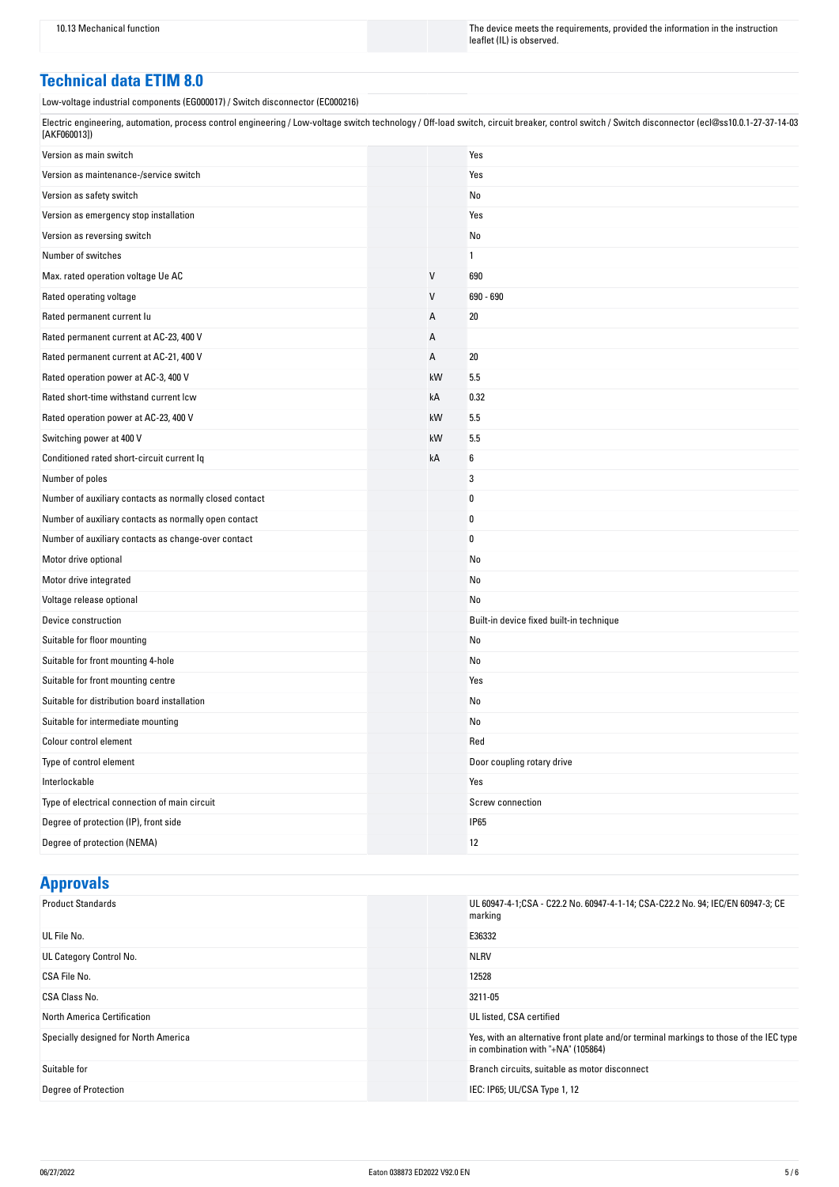| | | |
|---|---|---|
| 10.13 Mechanical function | | The device meets the requirements, provided the information in the instruction leaflet (IL) is observed. |

## Technical data ETIM 8.0

Low-voltage industrial components (EG000017) / Switch disconnector (EC000216)

Electric engineering, automation, process control engineering / Low-voltage switch technology / Off-load switch, circuit breaker, control switch / Switch disconnector (ecl@ss10.0.1-27-37-14-03 [AKF060013])

| | | |
|---|---|---|
| Version as main switch | | Yes |
| Version as maintenance-/service switch | | Yes |
| Version as safety switch | | No |
| Version as emergency stop installation | | Yes |
| Version as reversing switch | | No |
| Number of switches | | 1 |
| Max. rated operation voltage Ue AC | V | 690 |
| Rated operating voltage | V | 690 - 690 |
| Rated permanent current Iu | A | 20 |
| Rated permanent current at AC-23, 400 V | A | |
| Rated permanent current at AC-21, 400 V | A | 20 |
| Rated operation power at AC-3, 400 V | kW | 5.5 |
| Rated short-time withstand current Icw | kA | 0.32 |
| Rated operation power at AC-23, 400 V | kW | 5.5 |
| Switching power at 400 V | kW | 5.5 |
| Conditioned rated short-circuit current Iq | kA | 6 |
| Number of poles | | 3 |
| Number of auxiliary contacts as normally closed contact | | 0 |
| Number of auxiliary contacts as normally open contact | | 0 |
| Number of auxiliary contacts as change-over contact | | 0 |
| Motor drive optional | | No |
| Motor drive integrated | | No |
| Voltage release optional | | No |
| Device construction | | Built-in device fixed built-in technique |
| Suitable for floor mounting | | No |
| Suitable for front mounting 4-hole | | No |
| Suitable for front mounting centre | | Yes |
| Suitable for distribution board installation | | No |
| Suitable for intermediate mounting | | No |
| Colour control element | | Red |
| Type of control element | | Door coupling rotary drive |
| Interlockable | | Yes |
| Type of electrical connection of main circuit | | Screw connection |
| Degree of protection (IP), front side | | IP65 |
| Degree of protection (NEMA) | | 12 |

## Approvals

| | | |
|---|---|---|
| Product Standards | | UL 60947-4-1;CSA - C22.2 No. 60947-4-1-14; CSA-C22.2 No. 94; IEC/EN 60947-3; CE marking |
| UL File No. | | E36332 |
| UL Category Control No. | | NLRV |
| CSA File No. | | 12528 |
| CSA Class No. | | 3211-05 |
| North America Certification | | UL listed, CSA certified |
| Specially designed for North America | | Yes, with an alternative front plate and/or terminal markings to those of the IEC type in combination with "+NA" (105864) |
| Suitable for | | Branch circuits, suitable as motor disconnect |
| Degree of Protection | | IEC: IP65; UL/CSA Type 1, 12 |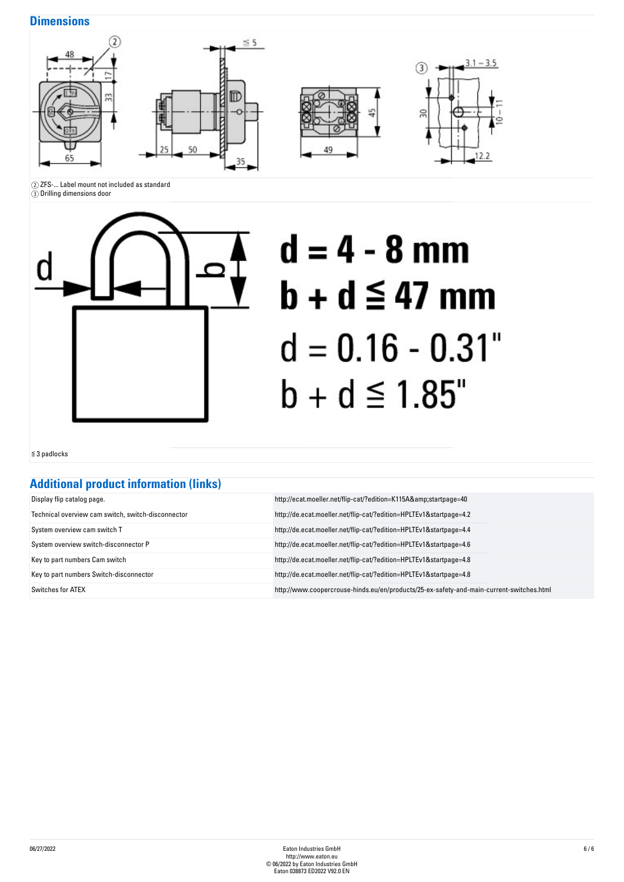## Dimensions

48

17

33

65

≦ 5

25

50

35

45

49

3.1 – 3.5

30

10 – 11

12.2

② ZFS-... Label mount not included as standard
③ Drilling dimensions door

d

b

d = 4 - 8 mm

b + d ≦ 47 mm

d = 0.16 - 0.31"

b + d ≦ 1.85"

≦ 3 padlocks

## Additional product information (links)

| | |
|---|---|
| Display flip catalog page. | http://ecat.moeller.net/flip-cat/?edition=K115A&amp;startpage=40 |
| Technical overview cam switch, switch-disconnector | http://de.ecat.moeller.net/flip-cat/?edition=HPLTEv1&startpage=4.2 |
| System overview cam switch T | http://de.ecat.moeller.net/flip-cat/?edition=HPLTEv1&startpage=4.4 |
| System overview switch-disconnector P | http://de.ecat.moeller.net/flip-cat/?edition=HPLTEv1&startpage=4.6 |
| Key to part numbers Cam switch | http://de.ecat.moeller.net/flip-cat/?edition=HPLTEv1&startpage=4.8 |
| Key to part numbers Switch-disconnector | http://de.ecat.moeller.net/flip-cat/?edition=HPLTEv1&startpage=4.8 |
| Switches for ATEX | http://www.coopercrouse-hinds.eu/en/products/25-ex-safety-and-main-current-switches.html |